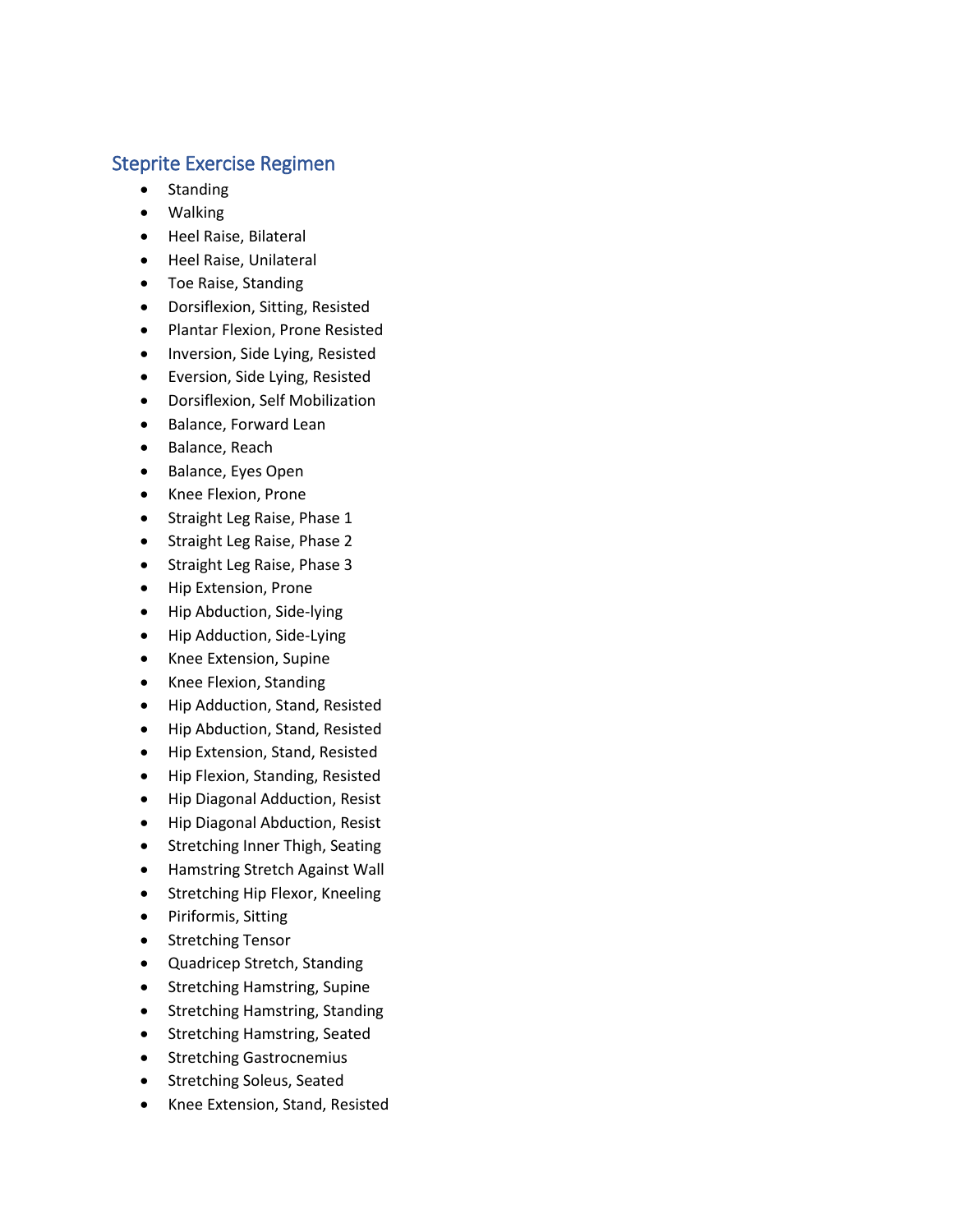## Steprite Exercise Regimen

- Standing
- Walking
- Heel Raise, Bilateral
- Heel Raise, Unilateral
- Toe Raise, Standing
- Dorsiflexion, Sitting, Resisted
- Plantar Flexion, Prone Resisted
- Inversion, Side Lying, Resisted
- Eversion, Side Lying, Resisted
- Dorsiflexion, Self Mobilization
- Balance, Forward Lean
- Balance, Reach
- Balance, Eyes Open
- Knee Flexion, Prone
- Straight Leg Raise, Phase 1
- Straight Leg Raise, Phase 2
- Straight Leg Raise, Phase 3
- Hip Extension, Prone
- Hip Abduction, Side-lying
- Hip Adduction, Side-Lying
- Knee Extension, Supine
- Knee Flexion, Standing
- Hip Adduction, Stand, Resisted
- Hip Abduction, Stand, Resisted
- Hip Extension, Stand, Resisted
- Hip Flexion, Standing, Resisted
- Hip Diagonal Adduction, Resist
- Hip Diagonal Abduction, Resist
- Stretching Inner Thigh, Seating
- Hamstring Stretch Against Wall
- Stretching Hip Flexor, Kneeling
- Piriformis, Sitting
- Stretching Tensor
- Quadricep Stretch, Standing
- Stretching Hamstring, Supine
- Stretching Hamstring, Standing
- Stretching Hamstring, Seated
- Stretching Gastrocnemius
- Stretching Soleus, Seated
- Knee Extension, Stand, Resisted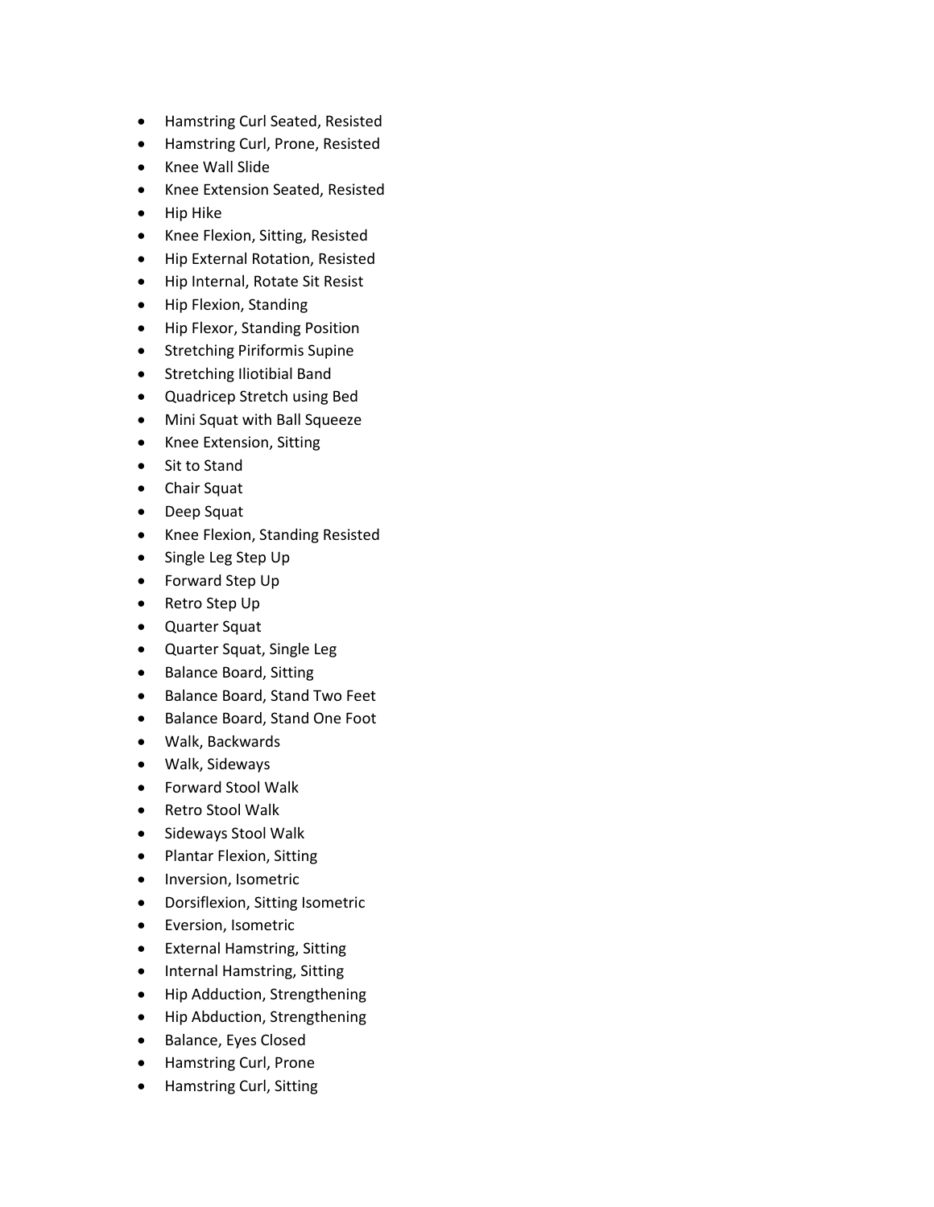- Hamstring Curl Seated, Resisted
- Hamstring Curl, Prone, Resisted
- Knee Wall Slide
- Knee Extension Seated, Resisted
- Hip Hike
- Knee Flexion, Sitting, Resisted
- Hip External Rotation, Resisted
- Hip Internal, Rotate Sit Resist
- Hip Flexion, Standing
- Hip Flexor, Standing Position
- Stretching Piriformis Supine
- Stretching Iliotibial Band
- Quadricep Stretch using Bed
- Mini Squat with Ball Squeeze
- Knee Extension, Sitting
- Sit to Stand
- Chair Squat
- Deep Squat
- Knee Flexion, Standing Resisted
- Single Leg Step Up
- Forward Step Up
- Retro Step Up
- Quarter Squat
- Quarter Squat, Single Leg
- Balance Board, Sitting
- Balance Board, Stand Two Feet
- Balance Board, Stand One Foot
- Walk, Backwards
- Walk, Sideways
- Forward Stool Walk
- Retro Stool Walk
- Sideways Stool Walk
- Plantar Flexion, Sitting
- Inversion, Isometric
- Dorsiflexion, Sitting Isometric
- Eversion, Isometric
- External Hamstring, Sitting
- Internal Hamstring, Sitting
- Hip Adduction, Strengthening
- Hip Abduction, Strengthening
- Balance, Eyes Closed
- Hamstring Curl, Prone
- Hamstring Curl, Sitting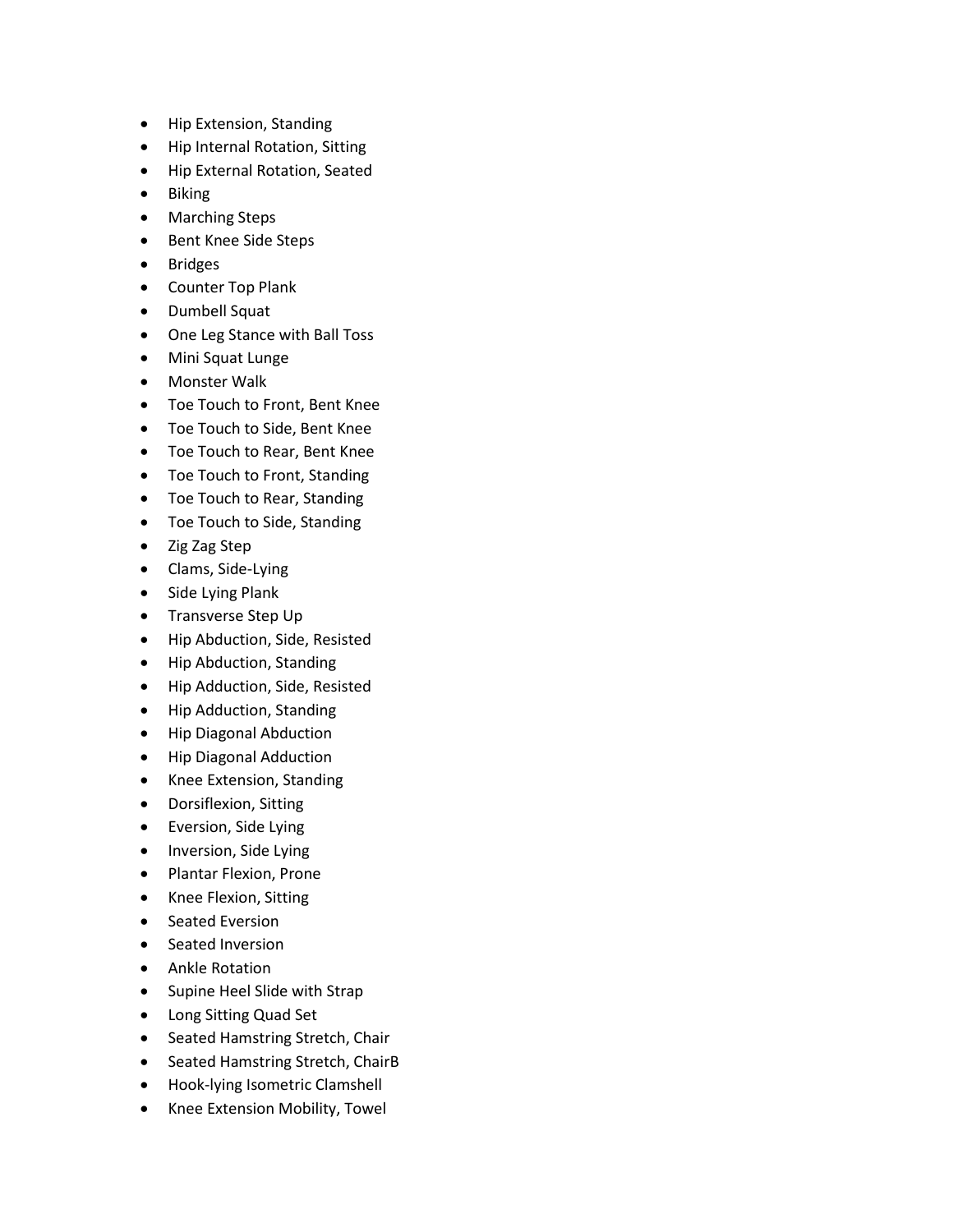- Hip Extension, Standing
- Hip Internal Rotation, Sitting
- Hip External Rotation, Seated
- Biking
- Marching Steps
- Bent Knee Side Steps
- Bridges
- Counter Top Plank
- Dumbell Squat
- One Leg Stance with Ball Toss
- Mini Squat Lunge
- Monster Walk
- Toe Touch to Front, Bent Knee
- Toe Touch to Side, Bent Knee
- Toe Touch to Rear, Bent Knee
- Toe Touch to Front, Standing
- Toe Touch to Rear, Standing
- Toe Touch to Side, Standing
- Zig Zag Step
- Clams, Side-Lying
- Side Lying Plank
- Transverse Step Up
- Hip Abduction, Side, Resisted
- Hip Abduction, Standing
- Hip Adduction, Side, Resisted
- Hip Adduction, Standing
- Hip Diagonal Abduction
- Hip Diagonal Adduction
- Knee Extension, Standing
- Dorsiflexion, Sitting
- Eversion, Side Lying
- Inversion, Side Lying
- Plantar Flexion, Prone
- Knee Flexion, Sitting
- Seated Eversion
- Seated Inversion
- Ankle Rotation
- Supine Heel Slide with Strap
- Long Sitting Quad Set
- Seated Hamstring Stretch, Chair
- Seated Hamstring Stretch, ChairB
- Hook-lying Isometric Clamshell
- Knee Extension Mobility, Towel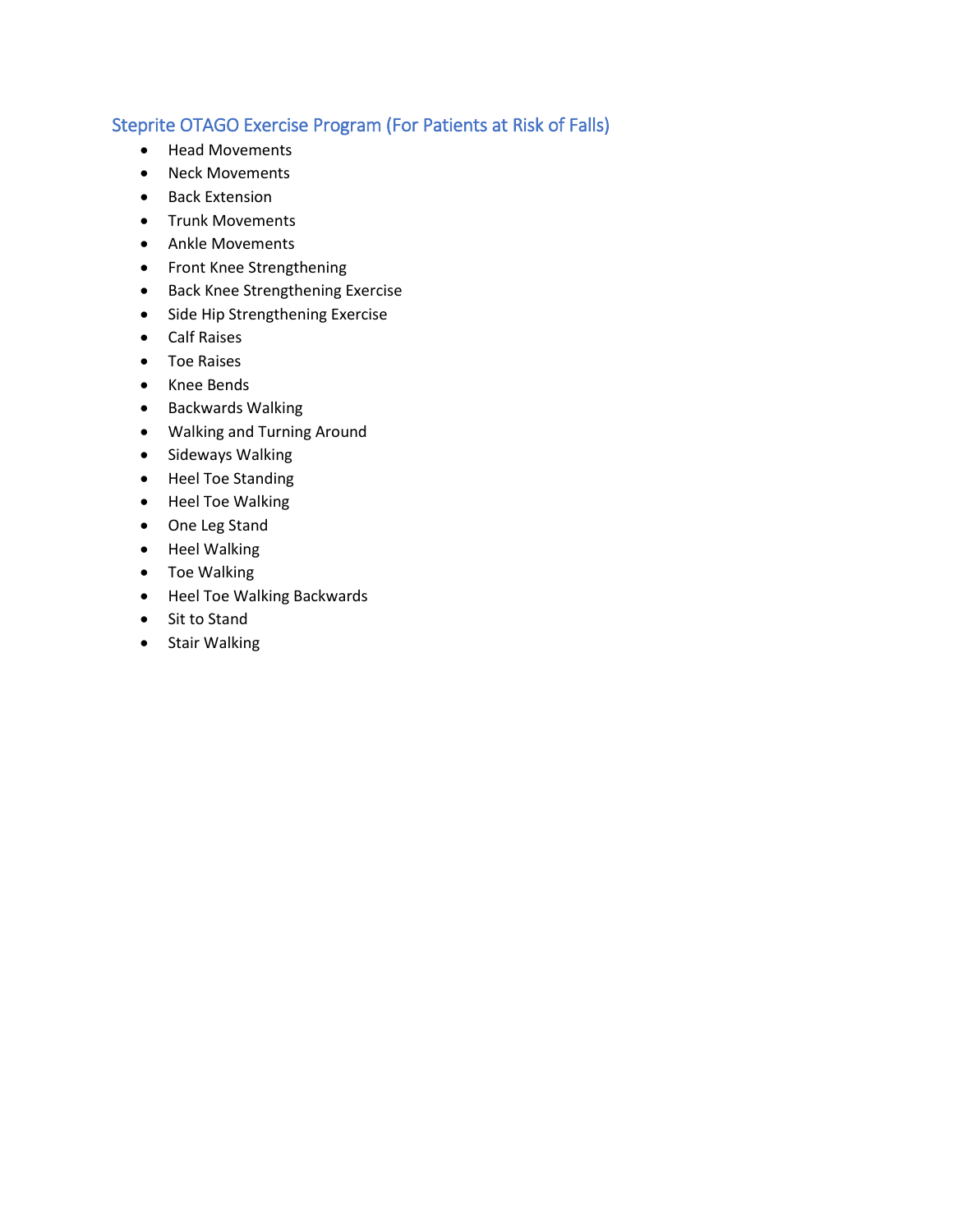## Steprite OTAGO Exercise Program (For Patients at Risk of Falls)

- Head Movements
- Neck Movements
- Back Extension
- Trunk Movements
- Ankle Movements
- Front Knee Strengthening
- Back Knee Strengthening Exercise
- Side Hip Strengthening Exercise
- Calf Raises
- Toe Raises
- Knee Bends
- Backwards Walking
- Walking and Turning Around
- Sideways Walking
- Heel Toe Standing
- Heel Toe Walking
- One Leg Stand
- Heel Walking
- Toe Walking
- Heel Toe Walking Backwards
- Sit to Stand
- Stair Walking